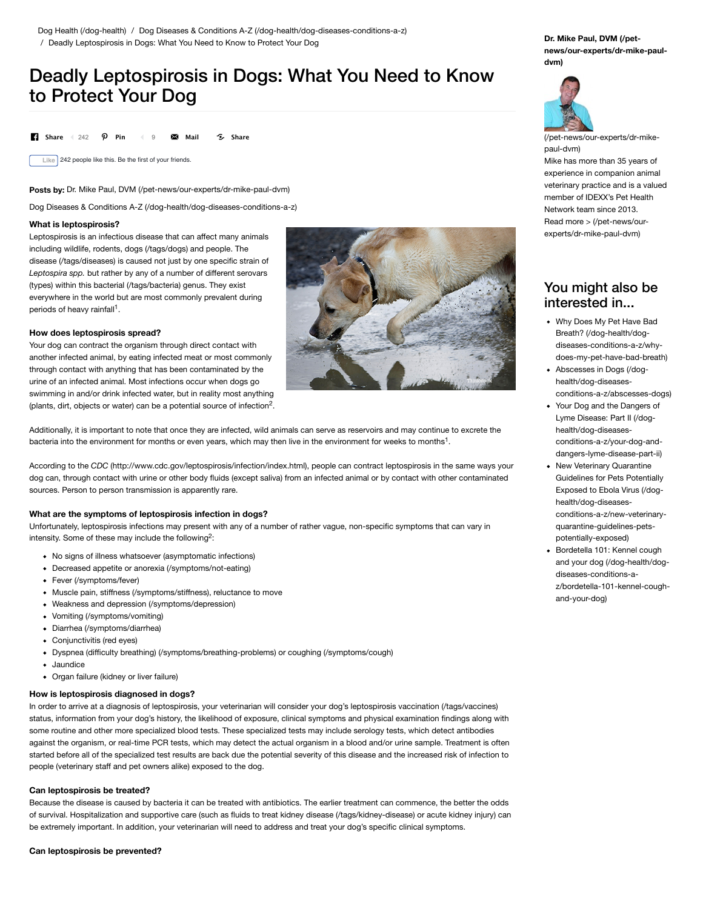Dog Health (/dog-health) / Dog Diseases & Conditions A-Z (/dog-health/dog-diseases-conditions-a-z) / Deadly Leptospirosis in Dogs: What You Need to Know to Protect Your Dog

# Deadly Leptospirosis in Dogs: What You Need to Know to Protect Your Dog

Share 242 Pin 9 Mail Share

Like 242 people like this. Be the first of your friends.

**Posts by:** Dr. Mike Paul, DVM (/pet-news/our-experts/dr-mike-paul-dvm)

Dog Diseases & Conditions A-Z (/dog-health/dog-diseases-conditions-a-z)

### What is leptospirosis?

Leptospirosis is an infectious disease that can affect many animals including wildlife, rodents, dogs (/tags/dogs) and people. The disease (/tags/diseases) is caused not just by one specific strain of *Leptospira spp.* but rather by any of a number of different serovars (types) within this bacterial (/tags/bacteria) genus. They exist everywhere in the world but are most commonly prevalent during periods of heavy rainfall[1].

### How does leptospirosis spread?

Your dog can contract the organism through direct contact with another infected animal, by eating infected meat or most commonly through contact with anything that has been contaminated by the urine of an infected animal. Most infections occur when dogs go swimming in and/or drink infected water, but in reality most anything (plants, dirt, objects or water) can be a potential source of infection[2].

Additionally, it is important to note that once they are infected, wild animals can serve as reservoirs and may continue to excrete the bacteria into the environment for months or even years, which may then live in the environment for weeks to months[1].

According to the *CDC* (http://www.cdc.gov/leptospirosis/infection/index.html), people can contract leptospirosis in the same ways your dog can, through contact with urine or other body fluids (except saliva) from an infected animal or by contact with other contaminated sources. Person to person transmission is apparently rare.

### What are the symptoms of leptospirosis infection in dogs?

Unfortunately, leptospirosis infections may present with any of a number of rather vague, non-specific symptoms that can vary in intensity. Some of these may include the following[2]:

- No signs of illness whatsoever (asymptomatic infections)
- Decreased appetite or anorexia (/symptoms/not-eating)
- Fever (/symptoms/fever)
- Muscle pain, stiffness (/symptoms/stiffness), reluctance to move
- Weakness and depression (/symptoms/depression)
- Vomiting (/symptoms/vomiting)
- Diarrhea (/symptoms/diarrhea)
- Conjunctivitis (red eyes)
- Dyspnea (difficulty breathing) (/symptoms/breathing-problems) or coughing (/symptoms/cough)
- Jaundice
- Organ failure (kidney or liver failure)

### How is leptospirosis diagnosed in dogs?

In order to arrive at a diagnosis of leptospirosis, your veterinarian will consider your dog's leptospirosis vaccination (/tags/vaccines) status, information from your dog's history, the likelihood of exposure, clinical symptoms and physical examination findings along with some routine and other more specialized blood tests. These specialized tests may include serology tests, which detect antibodies against the organism, or real-time PCR tests, which may detect the actual organism in a blood and/or urine sample. Treatment is often started before all of the specialized test results are back due the potential severity of this disease and the increased risk of infection to people (veterinary staff and pet owners alike) exposed to the dog.

### Can leptospirosis be treated?

Because the disease is caused by bacteria it can be treated with antibiotics. The earlier treatment can commence, the better the odds of survival. Hospitalization and supportive care (such as fluids to treat kidney disease (/tags/kidney-disease) or acute kidney injury) can be extremely important. In addition, your veterinarian will need to address and treat your dog's specific clinical symptoms.

### Can leptospirosis be prevented?

**Dr. Mike Paul, DVM (/pet-news/our-experts/dr-mike-paul-dvm)**

(/pet-news/our-experts/dr-mike-paul-dvm)
Mike has more than 35 years of experience in companion animal veterinary practice and is a valued member of IDEXX's Pet Health Network team since 2013.
Read more > (/pet-news/our-experts/dr-mike-paul-dvm)

## You might also be interested in...

- Why Does My Pet Have Bad Breath? (/dog-health/dog-diseases-conditions-a-z/why-does-my-pet-have-bad-breath)
- Abscesses in Dogs (/dog-health/dog-diseases-conditions-a-z/abscesses-dogs)
- Your Dog and the Dangers of Lyme Disease: Part II (/dog-health/dog-diseases-conditions-a-z/your-dog-and-dangers-lyme-disease-part-ii)
- New Veterinary Quarantine Guidelines for Pets Potentially Exposed to Ebola Virus (/dog-health/dog-diseases-conditions-a-z/new-veterinary-quarantine-guidelines-pets-potentially-exposed)
- Bordetella 101: Kennel cough and your dog (/dog-health/dog-diseases-conditions-a-z/bordetella-101-kennel-cough-and-your-dog)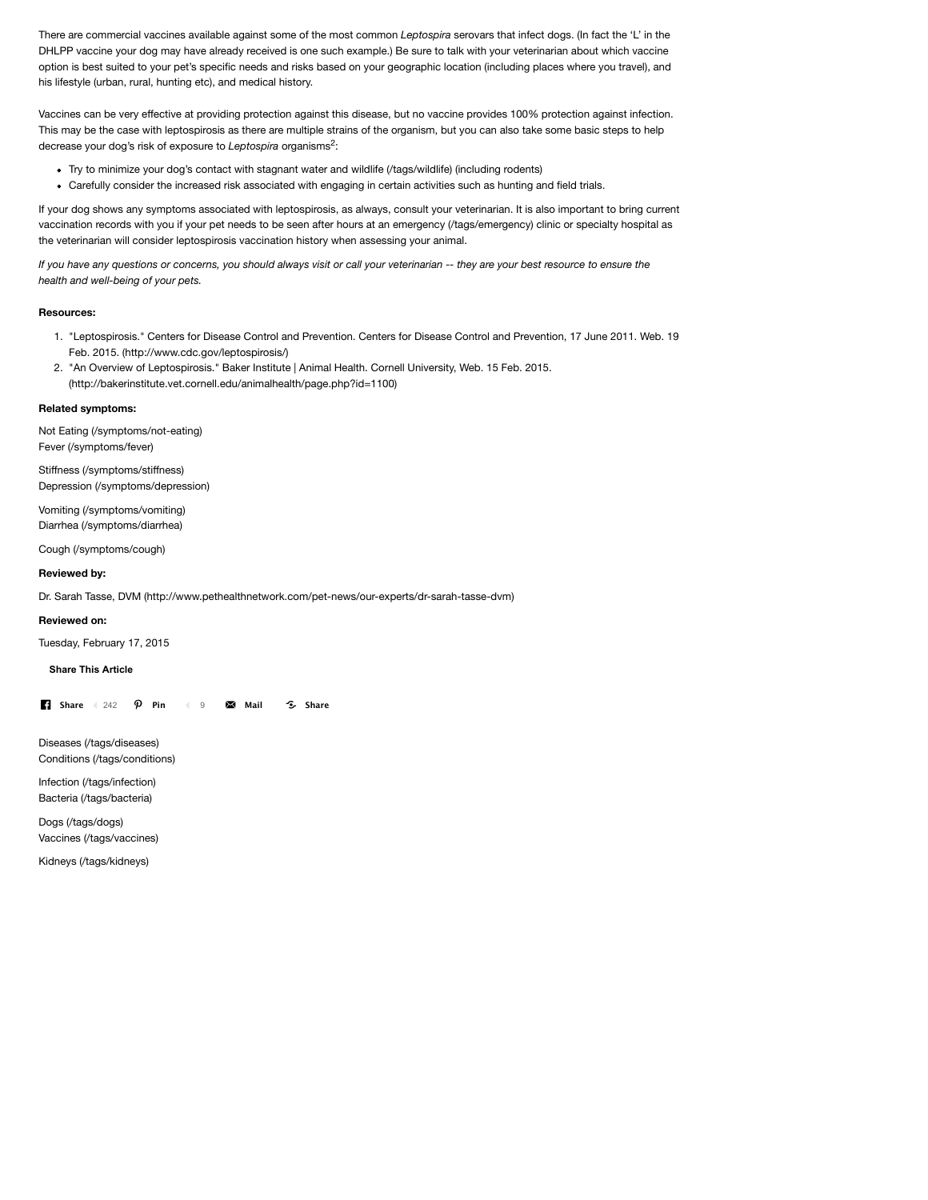There are commercial vaccines available against some of the most common *Leptospira* serovars that infect dogs. (In fact the 'L' in the DHLPP vaccine your dog may have already received is one such example.) Be sure to talk with your veterinarian about which vaccine option is best suited to your pet's specific needs and risks based on your geographic location (including places where you travel), and his lifestyle (urban, rural, hunting etc), and medical history.

Vaccines can be very effective at providing protection against this disease, but no vaccine provides 100% protection against infection. This may be the case with leptospirosis as there are multiple strains of the organism, but you can also take some basic steps to help decrease your dog's risk of exposure to *Leptospira* organisms[2]:

- Try to minimize your dog's contact with stagnant water and wildlife (/tags/wildlife) (including rodents)
- Carefully consider the increased risk associated with engaging in certain activities such as hunting and field trials.

If your dog shows any symptoms associated with leptospirosis, as always, consult your veterinarian. It is also important to bring current vaccination records with you if your pet needs to be seen after hours at an emergency (/tags/emergency) clinic or specialty hospital as the veterinarian will consider leptospirosis vaccination history when assessing your animal.

*If you have any questions or concerns, you should always visit or call your veterinarian -- they are your best resource to ensure the health and well-being of your pets.*

**Resources:**

1. "Leptospirosis." Centers for Disease Control and Prevention. Centers for Disease Control and Prevention, 17 June 2011. Web. 19 Feb. 2015. (http://www.cdc.gov/leptospirosis/)
2. "An Overview of Leptospirosis." Baker Institute | Animal Health. Cornell University, Web. 15 Feb. 2015. (http://bakerinstitute.vet.cornell.edu/animalhealth/page.php?id=1100)

**Related symptoms:**

Not Eating (/symptoms/not-eating)
Fever (/symptoms/fever)

Stiffness (/symptoms/stiffness)
Depression (/symptoms/depression)

Vomiting (/symptoms/vomiting)
Diarrhea (/symptoms/diarrhea)

Cough (/symptoms/cough)

**Reviewed by:**

Dr. Sarah Tasse, DVM (http://www.pethealthnetwork.com/pet-news/our-experts/dr-sarah-tasse-dvm)

**Reviewed on:**

Tuesday, February 17, 2015

**Share This Article**

Share 242 Pin 9 Mail Share

Diseases (/tags/diseases)
Conditions (/tags/conditions)

Infection (/tags/infection)
Bacteria (/tags/bacteria)

Dogs (/tags/dogs)
Vaccines (/tags/vaccines)

Kidneys (/tags/kidneys)